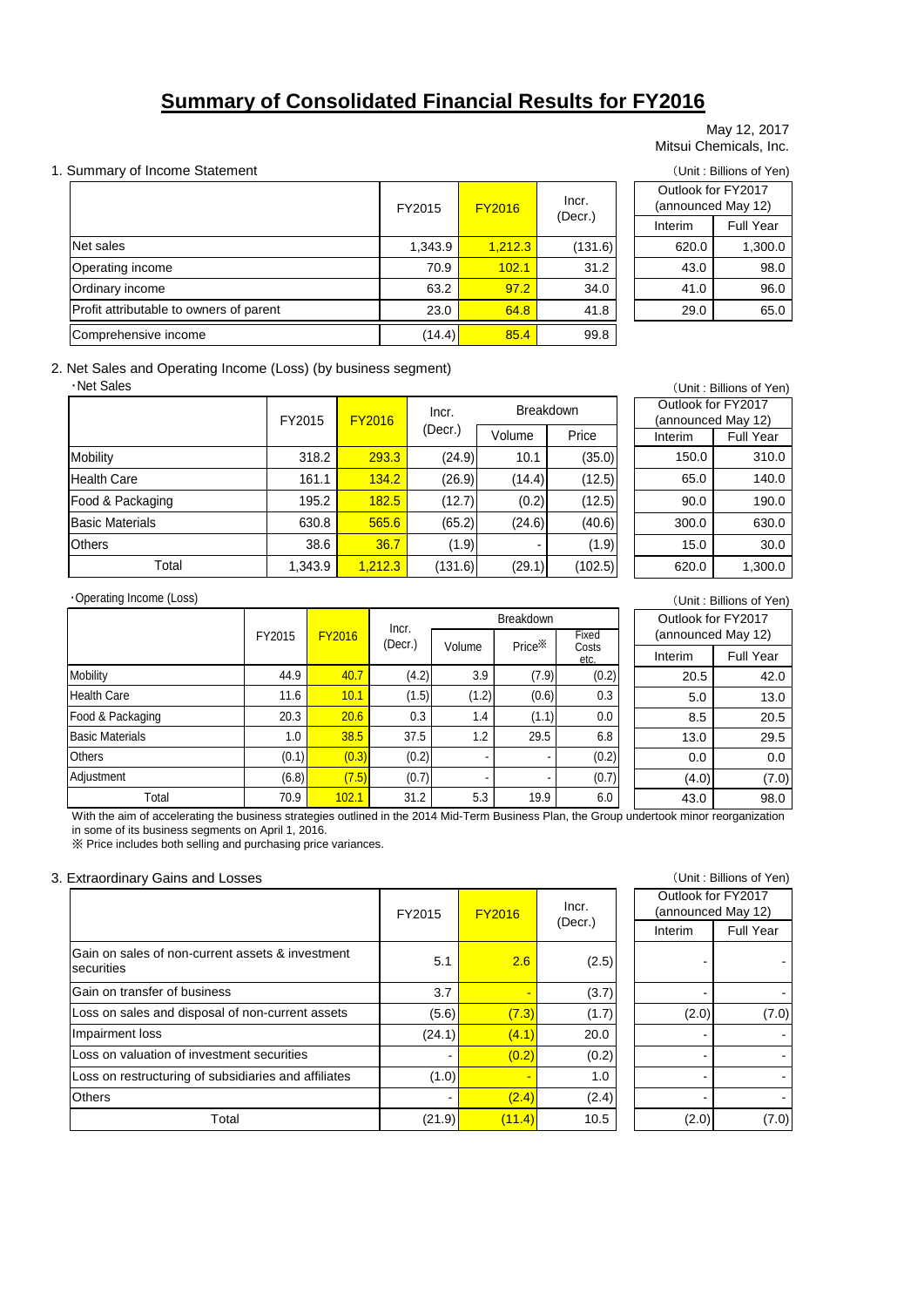// Summary of Consolidated Financial Results for FY2016

# Summary of Consolidated Financial Results for FY2016

May 12, 2017
Mitsui Chemicals, Inc.

## 1. Summary of Income Statement

(Unit : Billions of Yen)

| | FY2015 | FY2016 | Incr. (Decr.) | Outlook for FY2017 (announced May 12) Interim | Outlook for FY2017 (announced May 12) Full Year |
|---|---|---|---|---|---|
| Net sales | 1,343.9 | 1,212.3 | (131.6) | 620.0 | 1,300.0 |
| Operating income | 70.9 | 102.1 | 31.2 | 43.0 | 98.0 |
| Ordinary income | 63.2 | 97.2 | 34.0 | 41.0 | 96.0 |
| Profit attributable to owners of parent | 23.0 | 64.8 | 41.8 | 29.0 | 65.0 |
| Comprehensive income | (14.4) | 85.4 | 99.8 | | |

## 2. Net Sales and Operating Income (Loss) (by business segment)

・Net Sales

(Unit : Billions of Yen)

| | FY2015 | FY2016 | Incr. (Decr.) | Breakdown | | Outlook for FY2017 (announced May 12) | |
|---|---|---|---|---|---|---|---|
| | | | | Volume | Price | Interim | Full Year |
| Mobility | 318.2 | 293.3 | (24.9) | 10.1 | (35.0) | 150.0 | 310.0 |
| Health Care | 161.1 | 134.2 | (26.9) | (14.4) | (12.5) | 65.0 | 140.0 |
| Food & Packaging | 195.2 | 182.5 | (12.7) | (0.2) | (12.5) | 90.0 | 190.0 |
| Basic Materials | 630.8 | 565.6 | (65.2) | (24.6) | (40.6) | 300.0 | 630.0 |
| Others | 38.6 | 36.7 | (1.9) | - | (1.9) | 15.0 | 30.0 |
| Total | 1,343.9 | 1,212.3 | (131.6) | (29.1) | (102.5) | 620.0 | 1,300.0 |

・Operating Income (Loss)

(Unit : Billions of Yen)

| | FY2015 | FY2016 | Incr. (Decr.) | Breakdown | | | Outlook for FY2017 (announced May 12) | |
|---|---|---|---|---|---|---|---|---|
| | | | | Volume | Price※ | Fixed Costs etc. | Interim | Full Year |
| Mobility | 44.9 | 40.7 | (4.2) | 3.9 | (7.9) | (0.2) | 20.5 | 42.0 |
| Health Care | 11.6 | 10.1 | (1.5) | (1.2) | (0.6) | 0.3 | 5.0 | 13.0 |
| Food & Packaging | 20.3 | 20.6 | 0.3 | 1.4 | (1.1) | 0.0 | 8.5 | 20.5 |
| Basic Materials | 1.0 | 38.5 | 37.5 | 1.2 | 29.5 | 6.8 | 13.0 | 29.5 |
| Others | (0.1) | (0.3) | (0.2) | - | - | (0.2) | 0.0 | 0.0 |
| Adjustment | (6.8) | (7.5) | (0.7) | - | - | (0.7) | (4.0) | (7.0) |
| Total | 70.9 | 102.1 | 31.2 | 5.3 | 19.9 | 6.0 | 43.0 | 98.0 |

With the aim of accelerating the business strategies outlined in the 2014 Mid-Term Business Plan, the Group undertook minor reorganization in some of its business segments on April 1, 2016.

※ Price includes both selling and purchasing price variances.

## 3. Extraordinary Gains and Losses

(Unit : Billions of Yen)

| | FY2015 | FY2016 | Incr. (Decr.) | Outlook for FY2017 (announced May 12) Interim | Outlook for FY2017 (announced May 12) Full Year |
|---|---|---|---|---|---|
| Gain on sales of non-current assets & investment securities | 5.1 | 2.6 | (2.5) | - | - |
| Gain on transfer of business | 3.7 | - | (3.7) | - | - |
| Loss on sales and disposal of non-current assets | (5.6) | (7.3) | (1.7) | (2.0) | (7.0) |
| Impairment loss | (24.1) | (4.1) | 20.0 | - | - |
| Loss on valuation of investment securities | - | (0.2) | (0.2) | - | - |
| Loss on restructuring of subsidiaries and affiliates | (1.0) | - | 1.0 | - | - |
| Others | - | (2.4) | (2.4) | - | - |
| Total | (21.9) | (11.4) | 10.5 | (2.0) | (7.0) |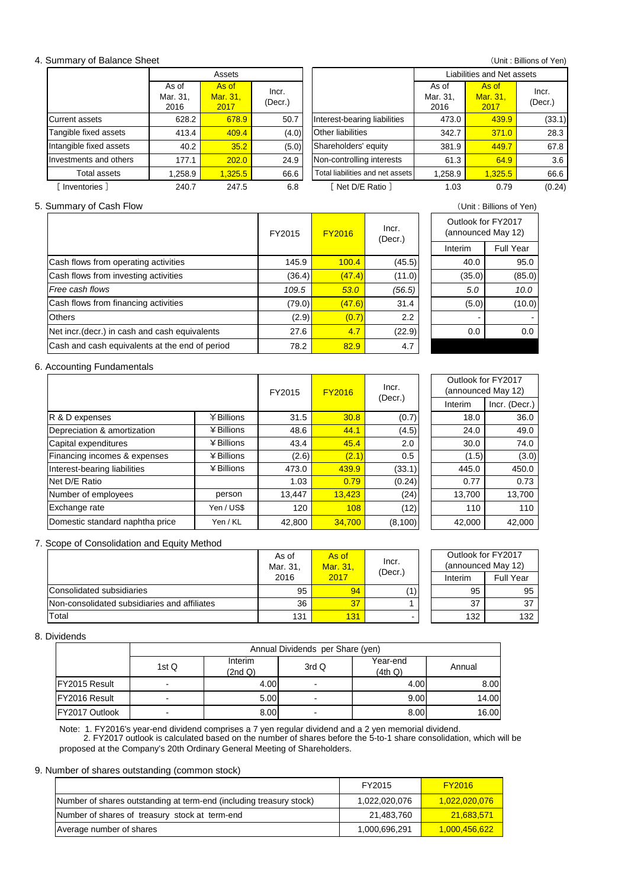## 4. Summary of Balance Sheet

(Unit : Billions of Yen)

| | Assets | | | | Liabilities and Net assets | | |
|---|---|---|---|---|---|---|---|
| | As of Mar. 31, 2016 | As of Mar. 31, 2017 | Incr. (Decr.) | | As of Mar. 31, 2016 | As of Mar. 31, 2017 | Incr. (Decr.) |
| Current assets | 628.2 | 678.9 | 50.7 | Interest-bearing liabilities | 473.0 | 439.9 | (33.1) |
| Tangible fixed assets | 413.4 | 409.4 | (4.0) | Other liabilities | 342.7 | 371.0 | 28.3 |
| Intangible fixed assets | 40.2 | 35.2 | (5.0) | Shareholders' equity | 381.9 | 449.7 | 67.8 |
| Investments and others | 177.1 | 202.0 | 24.9 | Non-controlling interests | 61.3 | 64.9 | 3.6 |
| Total assets | 1,258.9 | 1,325.5 | 66.6 | Total liabilities and net assets | 1,258.9 | 1,325.5 | 66.6 |
| [ Inventories ] | 240.7 | 247.5 | 6.8 | [ Net D/E Ratio ] | 1.03 | 0.79 | (0.24) |

## 5. Summary of Cash Flow

(Unit : Billions of Yen)

| | FY2015 | FY2016 | Incr. (Decr.) | Outlook for FY2017 (announced May 12) Interim | Outlook for FY2017 (announced May 12) Full Year |
|---|---|---|---|---|---|
| Cash flows from operating activities | 145.9 | 100.4 | (45.5) | 40.0 | 95.0 |
| Cash flows from investing activities | (36.4) | (47.4) | (11.0) | (35.0) | (85.0) |
| *Free cash flows* | *109.5* | *53.0* | *(56.5)* | *5.0* | *10.0* |
| Cash flows from financing activities | (79.0) | (47.6) | 31.4 | (5.0) | (10.0) |
| Others | (2.9) | (0.7) | 2.2 | - | - |
| Net incr.(decr.) in cash and cash equivalents | 27.6 | 4.7 | (22.9) | 0.0 | 0.0 |
| Cash and cash equivalents at the end of period | 78.2 | 82.9 | 4.7 | | |

## 6. Accounting Fundamentals

| | | FY2015 | FY2016 | Incr. (Decr.) | Outlook for FY2017 (announced May 12) Interim | Outlook for FY2017 (announced May 12) Incr. (Decr.) |
|---|---|---|---|---|---|---|
| R & D expenses | ¥Billions | 31.5 | 30.8 | (0.7) | 18.0 | 36.0 |
| Depreciation & amortization | ¥Billions | 48.6 | 44.1 | (4.5) | 24.0 | 49.0 |
| Capital expenditures | ¥Billions | 43.4 | 45.4 | 2.0 | 30.0 | 74.0 |
| Financing incomes & expenses | ¥Billions | (2.6) | (2.1) | 0.5 | (1.5) | (3.0) |
| Interest-bearing liabilities | ¥Billions | 473.0 | 439.9 | (33.1) | 445.0 | 450.0 |
| Net D/E Ratio | | 1.03 | 0.79 | (0.24) | 0.77 | 0.73 |
| Number of employees | person | 13,447 | 13,423 | (24) | 13,700 | 13,700 |
| Exchange rate | Yen / US$ | 120 | 108 | (12) | 110 | 110 |
| Domestic standard naphtha price | Yen / KL | 42,800 | 34,700 | (8,100) | 42,000 | 42,000 |

## 7. Scope of Consolidation and Equity Method

| | As of Mar. 31, 2016 | As of Mar. 31, 2017 | Incr. (Decr.) | Outlook for FY2017 (announced May 12) Interim | Outlook for FY2017 (announced May 12) Full Year |
|---|---|---|---|---|---|
| Consolidated subsidiaries | 95 | 94 | (1) | 95 | 95 |
| Non-consolidated subsidiaries and affiliates | 36 | 37 | 1 | 37 | 37 |
| Total | 131 | 131 | - | 132 | 132 |

## 8. Dividends

| | Annual Dividends per Share (yen) | | | | |
|---|---|---|---|---|---|
| | 1st Q | Interim (2nd Q) | 3rd Q | Year-end (4th Q) | Annual |
| FY2015 Result | - | 4.00 | - | 4.00 | 8.00 |
| FY2016 Result | - | 5.00 | - | 9.00 | 14.00 |
| FY2017 Outlook | - | 8.00 | - | 8.00 | 16.00 |

Note: 1. FY2016's year-end dividend comprises a 7 yen regular dividend and a 2 yen memorial dividend.
2. FY2017 outlook is calculated based on the number of shares before the 5-to-1 share consolidation, which will be proposed at the Company's 20th Ordinary General Meeting of Shareholders.

## 9. Number of shares outstanding (common stock)

| | FY2015 | FY2016 |
|---|---|---|
| Number of shares outstanding at term-end (including treasury stock) | 1,022,020,076 | 1,022,020,076 |
| Number of shares of treasury stock at term-end | 21,483,760 | 21,683,571 |
| Average number of shares | 1,000,696,291 | 1,000,456,622 |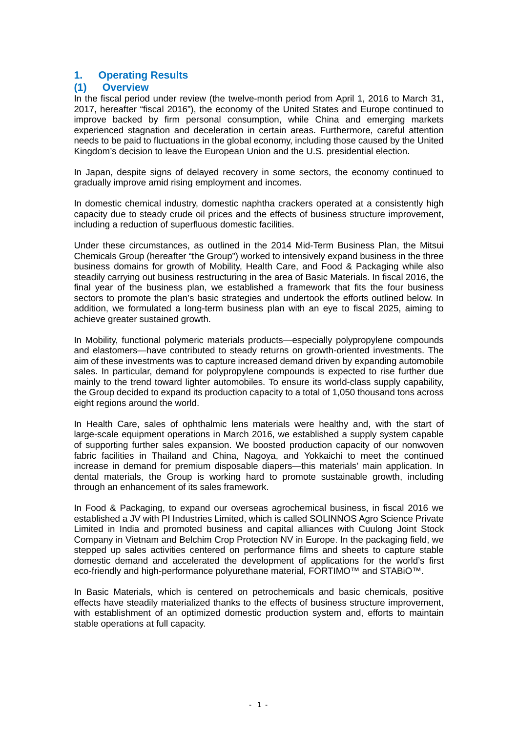# 1. Operating Results

## (1) Overview

In the fiscal period under review (the twelve-month period from April 1, 2016 to March 31, 2017, hereafter "fiscal 2016"), the economy of the United States and Europe continued to improve backed by firm personal consumption, while China and emerging markets experienced stagnation and deceleration in certain areas. Furthermore, careful attention needs to be paid to fluctuations in the global economy, including those caused by the United Kingdom's decision to leave the European Union and the U.S. presidential election.

In Japan, despite signs of delayed recovery in some sectors, the economy continued to gradually improve amid rising employment and incomes.

In domestic chemical industry, domestic naphtha crackers operated at a consistently high capacity due to steady crude oil prices and the effects of business structure improvement, including a reduction of superfluous domestic facilities.

Under these circumstances, as outlined in the 2014 Mid-Term Business Plan, the Mitsui Chemicals Group (hereafter "the Group") worked to intensively expand business in the three business domains for growth of Mobility, Health Care, and Food & Packaging while also steadily carrying out business restructuring in the area of Basic Materials. In fiscal 2016, the final year of the business plan, we established a framework that fits the four business sectors to promote the plan's basic strategies and undertook the efforts outlined below. In addition, we formulated a long-term business plan with an eye to fiscal 2025, aiming to achieve greater sustained growth.

In Mobility, functional polymeric materials products—especially polypropylene compounds and elastomers—have contributed to steady returns on growth-oriented investments. The aim of these investments was to capture increased demand driven by expanding automobile sales. In particular, demand for polypropylene compounds is expected to rise further due mainly to the trend toward lighter automobiles. To ensure its world-class supply capability, the Group decided to expand its production capacity to a total of 1,050 thousand tons across eight regions around the world.

In Health Care, sales of ophthalmic lens materials were healthy and, with the start of large-scale equipment operations in March 2016, we established a supply system capable of supporting further sales expansion. We boosted production capacity of our nonwoven fabric facilities in Thailand and China, Nagoya, and Yokkaichi to meet the continued increase in demand for premium disposable diapers—this materials' main application. In dental materials, the Group is working hard to promote sustainable growth, including through an enhancement of its sales framework.

In Food & Packaging, to expand our overseas agrochemical business, in fiscal 2016 we established a JV with PI Industries Limited, which is called SOLINNOS Agro Science Private Limited in India and promoted business and capital alliances with Cuulong Joint Stock Company in Vietnam and Belchim Crop Protection NV in Europe. In the packaging field, we stepped up sales activities centered on performance films and sheets to capture stable domestic demand and accelerated the development of applications for the world's first eco-friendly and high-performance polyurethane material, FORTIMO™ and STABiO™.

In Basic Materials, which is centered on petrochemicals and basic chemicals, positive effects have steadily materialized thanks to the effects of business structure improvement, with establishment of an optimized domestic production system and, efforts to maintain stable operations at full capacity.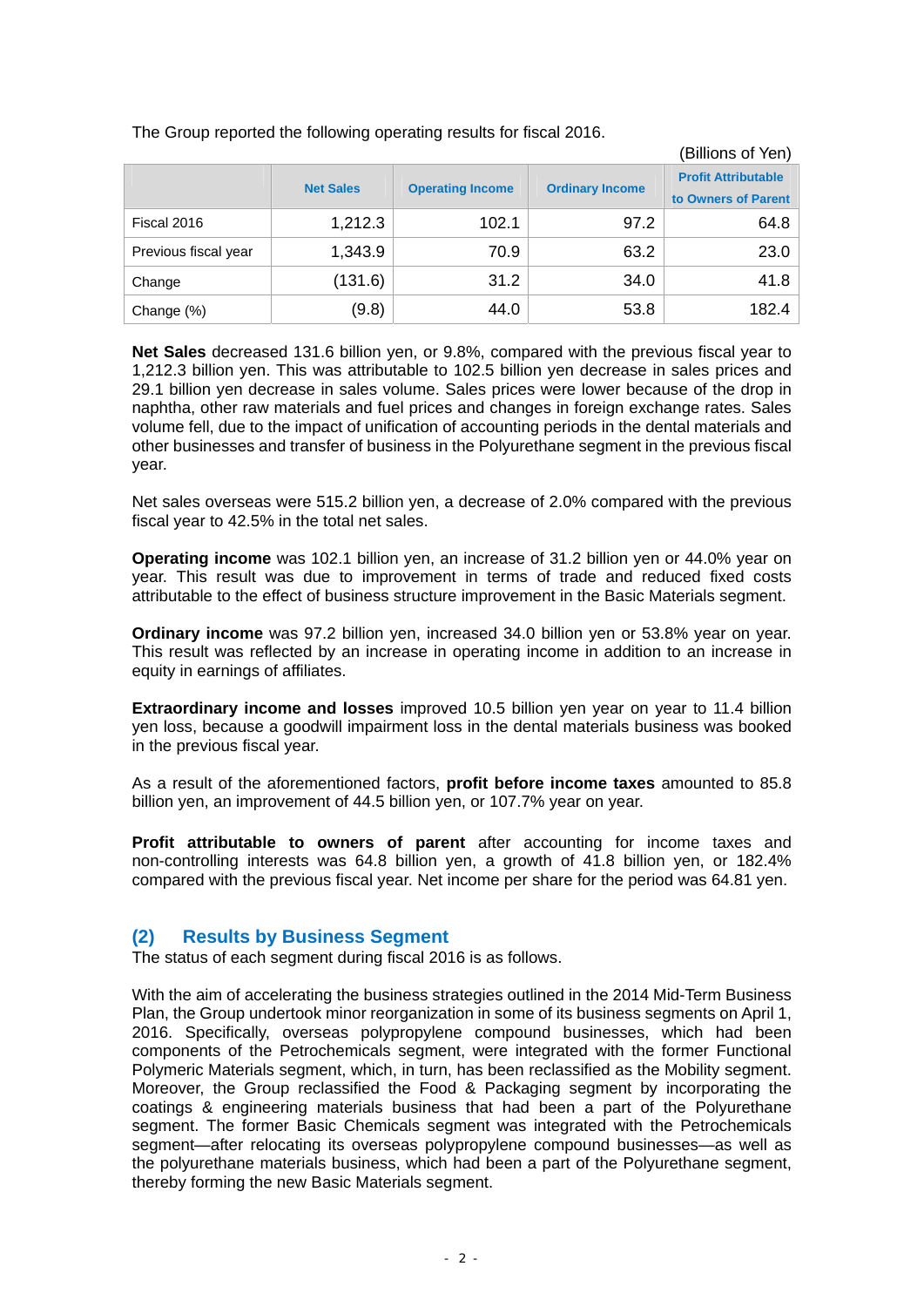The Group reported the following operating results for fiscal 2016.

(Billions of Yen)

| | Net Sales | Operating Income | Ordinary Income | Profit Attributable to Owners of Parent |
|---|---|---|---|---|
| Fiscal 2016 | 1,212.3 | 102.1 | 97.2 | 64.8 |
| Previous fiscal year | 1,343.9 | 70.9 | 63.2 | 23.0 |
| Change | (131.6) | 31.2 | 34.0 | 41.8 |
| Change (%) | (9.8) | 44.0 | 53.8 | 182.4 |

**Net Sales** decreased 131.6 billion yen, or 9.8%, compared with the previous fiscal year to 1,212.3 billion yen. This was attributable to 102.5 billion yen decrease in sales prices and 29.1 billion yen decrease in sales volume. Sales prices were lower because of the drop in naphtha, other raw materials and fuel prices and changes in foreign exchange rates. Sales volume fell, due to the impact of unification of accounting periods in the dental materials and other businesses and transfer of business in the Polyurethane segment in the previous fiscal year.

Net sales overseas were 515.2 billion yen, a decrease of 2.0% compared with the previous fiscal year to 42.5% in the total net sales.

**Operating income** was 102.1 billion yen, an increase of 31.2 billion yen or 44.0% year on year. This result was due to improvement in terms of trade and reduced fixed costs attributable to the effect of business structure improvement in the Basic Materials segment.

**Ordinary income** was 97.2 billion yen, increased 34.0 billion yen or 53.8% year on year. This result was reflected by an increase in operating income in addition to an increase in equity in earnings of affiliates.

**Extraordinary income and losses** improved 10.5 billion yen year on year to 11.4 billion yen loss, because a goodwill impairment loss in the dental materials business was booked in the previous fiscal year.

As a result of the aforementioned factors, **profit before income taxes** amounted to 85.8 billion yen, an improvement of 44.5 billion yen, or 107.7% year on year.

**Profit attributable to owners of parent** after accounting for income taxes and non-controlling interests was 64.8 billion yen, a growth of 41.8 billion yen, or 182.4% compared with the previous fiscal year. Net income per share for the period was 64.81 yen.

## (2) Results by Business Segment

The status of each segment during fiscal 2016 is as follows.

With the aim of accelerating the business strategies outlined in the 2014 Mid-Term Business Plan, the Group undertook minor reorganization in some of its business segments on April 1, 2016. Specifically, overseas polypropylene compound businesses, which had been components of the Petrochemicals segment, were integrated with the former Functional Polymeric Materials segment, which, in turn, has been reclassified as the Mobility segment. Moreover, the Group reclassified the Food & Packaging segment by incorporating the coatings & engineering materials business that had been a part of the Polyurethane segment. The former Basic Chemicals segment was integrated with the Petrochemicals segment—after relocating its overseas polypropylene compound businesses—as well as the polyurethane materials business, which had been a part of the Polyurethane segment, thereby forming the new Basic Materials segment.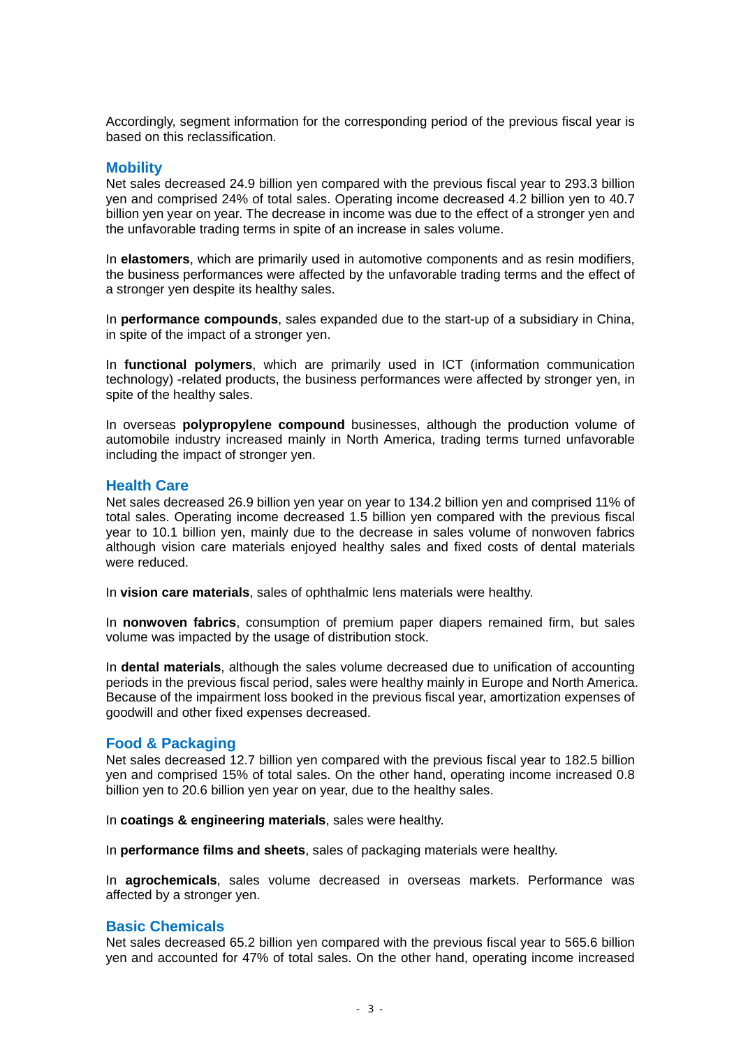Accordingly, segment information for the corresponding period of the previous fiscal year is based on this reclassification.

### Mobility

Net sales decreased 24.9 billion yen compared with the previous fiscal year to 293.3 billion yen and comprised 24% of total sales. Operating income decreased 4.2 billion yen to 40.7 billion yen year on year. The decrease in income was due to the effect of a stronger yen and the unfavorable trading terms in spite of an increase in sales volume.

In **elastomers**, which are primarily used in automotive components and as resin modifiers, the business performances were affected by the unfavorable trading terms and the effect of a stronger yen despite its healthy sales.

In **performance compounds**, sales expanded due to the start-up of a subsidiary in China, in spite of the impact of a stronger yen.

In **functional polymers**, which are primarily used in ICT (information communication technology) -related products, the business performances were affected by stronger yen, in spite of the healthy sales.

In overseas **polypropylene compound** businesses, although the production volume of automobile industry increased mainly in North America, trading terms turned unfavorable including the impact of stronger yen.

### Health Care

Net sales decreased 26.9 billion yen year on year to 134.2 billion yen and comprised 11% of total sales. Operating income decreased 1.5 billion yen compared with the previous fiscal year to 10.1 billion yen, mainly due to the decrease in sales volume of nonwoven fabrics although vision care materials enjoyed healthy sales and fixed costs of dental materials were reduced.

In **vision care materials**, sales of ophthalmic lens materials were healthy.

In **nonwoven fabrics**, consumption of premium paper diapers remained firm, but sales volume was impacted by the usage of distribution stock.

In **dental materials**, although the sales volume decreased due to unification of accounting periods in the previous fiscal period, sales were healthy mainly in Europe and North America. Because of the impairment loss booked in the previous fiscal year, amortization expenses of goodwill and other fixed expenses decreased.

### Food & Packaging

Net sales decreased 12.7 billion yen compared with the previous fiscal year to 182.5 billion yen and comprised 15% of total sales. On the other hand, operating income increased 0.8 billion yen to 20.6 billion yen year on year, due to the healthy sales.

In **coatings & engineering materials**, sales were healthy.

In **performance films and sheets**, sales of packaging materials were healthy.

In **agrochemicals**, sales volume decreased in overseas markets. Performance was affected by a stronger yen.

### Basic Chemicals

Net sales decreased 65.2 billion yen compared with the previous fiscal year to 565.6 billion yen and accounted for 47% of total sales. On the other hand, operating income increased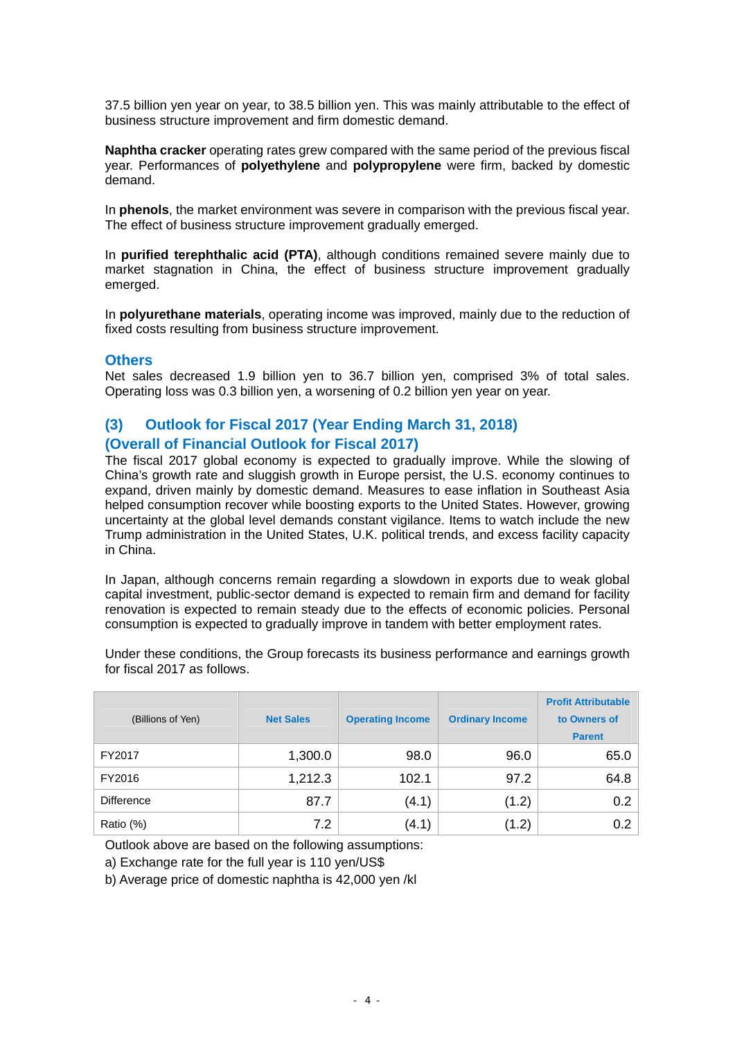37.5 billion yen year on year, to 38.5 billion yen. This was mainly attributable to the effect of business structure improvement and firm domestic demand.

**Naphtha cracker** operating rates grew compared with the same period of the previous fiscal year. Performances of **polyethylene** and **polypropylene** were firm, backed by domestic demand.

In **phenols**, the market environment was severe in comparison with the previous fiscal year. The effect of business structure improvement gradually emerged.

In **purified terephthalic acid (PTA)**, although conditions remained severe mainly due to market stagnation in China, the effect of business structure improvement gradually emerged.

In **polyurethane materials**, operating income was improved, mainly due to the reduction of fixed costs resulting from business structure improvement.

### Others

Net sales decreased 1.9 billion yen to 36.7 billion yen, comprised 3% of total sales. Operating loss was 0.3 billion yen, a worsening of 0.2 billion yen year on year.

## (3) Outlook for Fiscal 2017 (Year Ending March 31, 2018)

### (Overall of Financial Outlook for Fiscal 2017)

The fiscal 2017 global economy is expected to gradually improve. While the slowing of China's growth rate and sluggish growth in Europe persist, the U.S. economy continues to expand, driven mainly by domestic demand. Measures to ease inflation in Southeast Asia helped consumption recover while boosting exports to the United States. However, growing uncertainty at the global level demands constant vigilance. Items to watch include the new Trump administration in the United States, U.K. political trends, and excess facility capacity in China.

In Japan, although concerns remain regarding a slowdown in exports due to weak global capital investment, public-sector demand is expected to remain firm and demand for facility renovation is expected to remain steady due to the effects of economic policies. Personal consumption is expected to gradually improve in tandem with better employment rates.

Under these conditions, the Group forecasts its business performance and earnings growth for fiscal 2017 as follows.

| (Billions of Yen) | Net Sales | Operating Income | Ordinary Income | Profit Attributable to Owners of Parent |
|---|---|---|---|---|
| FY2017 | 1,300.0 | 98.0 | 96.0 | 65.0 |
| FY2016 | 1,212.3 | 102.1 | 97.2 | 64.8 |
| Difference | 87.7 | (4.1) | (1.2) | 0.2 |
| Ratio (%) | 7.2 | (4.1) | (1.2) | 0.2 |

Outlook above are based on the following assumptions:

a) Exchange rate for the full year is 110 yen/US$

b) Average price of domestic naphtha is 42,000 yen /kl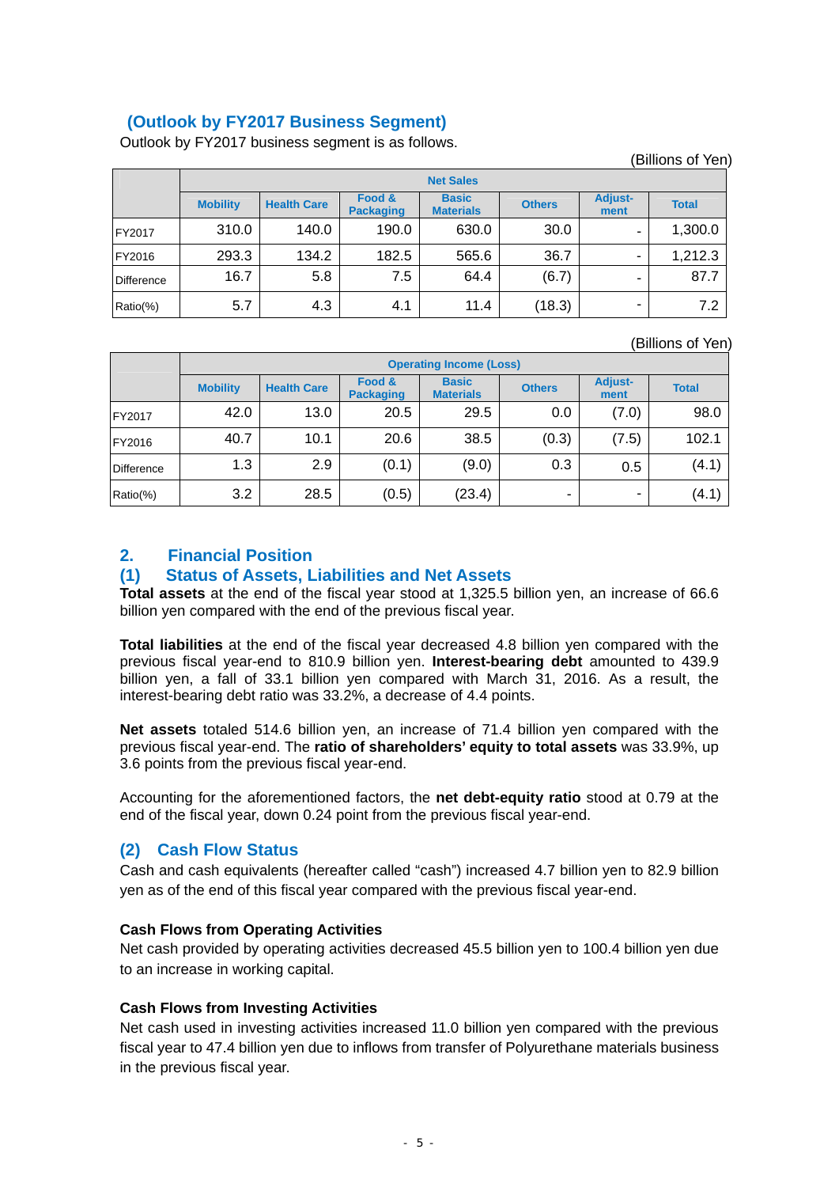### (Outlook by FY2017 Business Segment)

Outlook by FY2017 business segment is as follows.

(Billions of Yen)

| | Net Sales | | | | | | |
|---|---|---|---|---|---|---|---|
| | Mobility | Health Care | Food & Packaging | Basic Materials | Others | Adjust-ment | Total |
| FY2017 | 310.0 | 140.0 | 190.0 | 630.0 | 30.0 | - | 1,300.0 |
| FY2016 | 293.3 | 134.2 | 182.5 | 565.6 | 36.7 | - | 1,212.3 |
| Difference | 16.7 | 5.8 | 7.5 | 64.4 | (6.7) | - | 87.7 |
| Ratio(%) | 5.7 | 4.3 | 4.1 | 11.4 | (18.3) | - | 7.2 |

(Billions of Yen)

| | Operating Income (Loss) | | | | | | |
|---|---|---|---|---|---|---|---|
| | Mobility | Health Care | Food & Packaging | Basic Materials | Others | Adjust-ment | Total |
| FY2017 | 42.0 | 13.0 | 20.5 | 29.5 | 0.0 | (7.0) | 98.0 |
| FY2016 | 40.7 | 10.1 | 20.6 | 38.5 | (0.3) | (7.5) | 102.1 |
| Difference | 1.3 | 2.9 | (0.1) | (9.0) | 0.3 | 0.5 | (4.1) |
| Ratio(%) | 3.2 | 28.5 | (0.5) | (23.4) | - | - | (4.1) |

## 2. Financial Position

### (1) Status of Assets, Liabilities and Net Assets

**Total assets** at the end of the fiscal year stood at 1,325.5 billion yen, an increase of 66.6 billion yen compared with the end of the previous fiscal year.

**Total liabilities** at the end of the fiscal year decreased 4.8 billion yen compared with the previous fiscal year-end to 810.9 billion yen. **Interest-bearing debt** amounted to 439.9 billion yen, a fall of 33.1 billion yen compared with March 31, 2016. As a result, the interest-bearing debt ratio was 33.2%, a decrease of 4.4 points.

**Net assets** totaled 514.6 billion yen, an increase of 71.4 billion yen compared with the previous fiscal year-end. The **ratio of shareholders' equity to total assets** was 33.9%, up 3.6 points from the previous fiscal year-end.

Accounting for the aforementioned factors, the **net debt-equity ratio** stood at 0.79 at the end of the fiscal year, down 0.24 point from the previous fiscal year-end.

### (2) Cash Flow Status

Cash and cash equivalents (hereafter called "cash") increased 4.7 billion yen to 82.9 billion yen as of the end of this fiscal year compared with the previous fiscal year-end.

**Cash Flows from Operating Activities**

Net cash provided by operating activities decreased 45.5 billion yen to 100.4 billion yen due to an increase in working capital.

**Cash Flows from Investing Activities**

Net cash used in investing activities increased 11.0 billion yen compared with the previous fiscal year to 47.4 billion yen due to inflows from transfer of Polyurethane materials business in the previous fiscal year.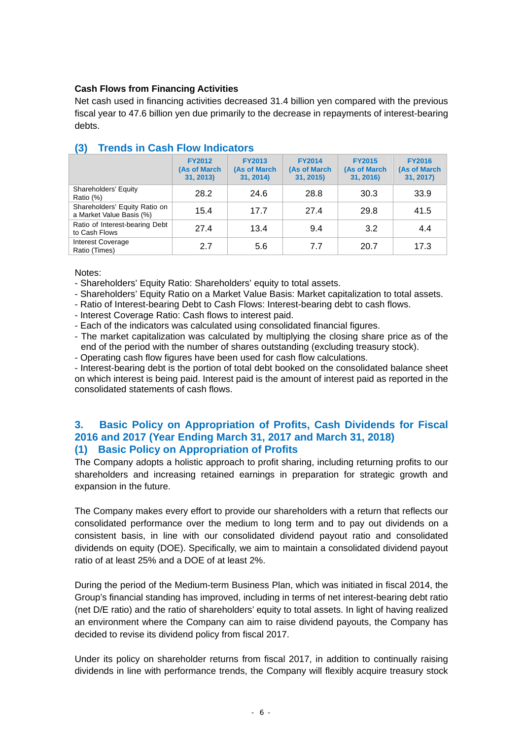**Cash Flows from Financing Activities**

Net cash used in financing activities decreased 31.4 billion yen compared with the previous fiscal year to 47.6 billion yen due primarily to the decrease in repayments of interest-bearing debts.

### (3) Trends in Cash Flow Indicators

| | FY2012 (As of March 31, 2013) | FY2013 (As of March 31, 2014) | FY2014 (As of March 31, 2015) | FY2015 (As of March 31, 2016) | FY2016 (As of March 31, 2017) |
|---|---|---|---|---|---|
| Shareholders' Equity Ratio (%) | 28.2 | 24.6 | 28.8 | 30.3 | 33.9 |
| Shareholders' Equity Ratio on a Market Value Basis (%) | 15.4 | 17.7 | 27.4 | 29.8 | 41.5 |
| Ratio of Interest-bearing Debt to Cash Flows | 27.4 | 13.4 | 9.4 | 3.2 | 4.4 |
| Interest Coverage Ratio (Times) | 2.7 | 5.6 | 7.7 | 20.7 | 17.3 |

Notes:

- Shareholders' Equity Ratio: Shareholders' equity to total assets.
- Shareholders' Equity Ratio on a Market Value Basis: Market capitalization to total assets.
- Ratio of Interest-bearing Debt to Cash Flows: Interest-bearing debt to cash flows.
- Interest Coverage Ratio: Cash flows to interest paid.
- Each of the indicators was calculated using consolidated financial figures.
- The market capitalization was calculated by multiplying the closing share price as of the end of the period with the number of shares outstanding (excluding treasury stock).
- Operating cash flow figures have been used for cash flow calculations.
- Interest-bearing debt is the portion of total debt booked on the consolidated balance sheet on which interest is being paid. Interest paid is the amount of interest paid as reported in the consolidated statements of cash flows.

## 3. Basic Policy on Appropriation of Profits, Cash Dividends for Fiscal 2016 and 2017 (Year Ending March 31, 2017 and March 31, 2018)

### (1) Basic Policy on Appropriation of Profits

The Company adopts a holistic approach to profit sharing, including returning profits to our shareholders and increasing retained earnings in preparation for strategic growth and expansion in the future.

The Company makes every effort to provide our shareholders with a return that reflects our consolidated performance over the medium to long term and to pay out dividends on a consistent basis, in line with our consolidated dividend payout ratio and consolidated dividends on equity (DOE). Specifically, we aim to maintain a consolidated dividend payout ratio of at least 25% and a DOE of at least 2%.

During the period of the Medium-term Business Plan, which was initiated in fiscal 2014, the Group's financial standing has improved, including in terms of net interest-bearing debt ratio (net D/E ratio) and the ratio of shareholders' equity to total assets. In light of having realized an environment where the Company can aim to raise dividend payouts, the Company has decided to revise its dividend policy from fiscal 2017.

Under its policy on shareholder returns from fiscal 2017, in addition to continually raising dividends in line with performance trends, the Company will flexibly acquire treasury stock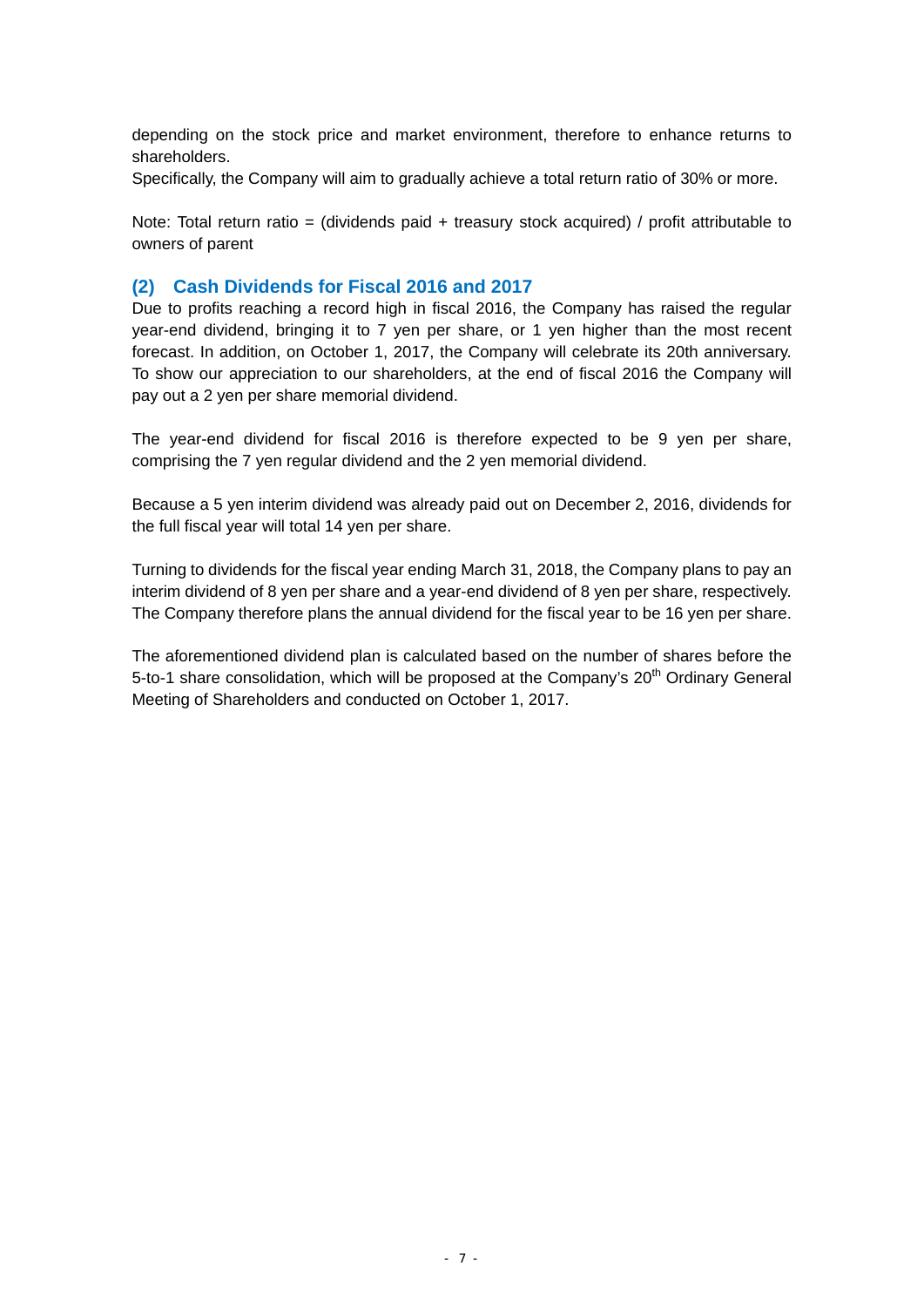depending on the stock price and market environment, therefore to enhance returns to shareholders.
Specifically, the Company will aim to gradually achieve a total return ratio of 30% or more.

Note: Total return ratio = (dividends paid + treasury stock acquired) / profit attributable to owners of parent

## (2) Cash Dividends for Fiscal 2016 and 2017

Due to profits reaching a record high in fiscal 2016, the Company has raised the regular year-end dividend, bringing it to 7 yen per share, or 1 yen higher than the most recent forecast. In addition, on October 1, 2017, the Company will celebrate its 20th anniversary. To show our appreciation to our shareholders, at the end of fiscal 2016 the Company will pay out a 2 yen per share memorial dividend.

The year-end dividend for fiscal 2016 is therefore expected to be 9 yen per share, comprising the 7 yen regular dividend and the 2 yen memorial dividend.

Because a 5 yen interim dividend was already paid out on December 2, 2016, dividends for the full fiscal year will total 14 yen per share.

Turning to dividends for the fiscal year ending March 31, 2018, the Company plans to pay an interim dividend of 8 yen per share and a year-end dividend of 8 yen per share, respectively. The Company therefore plans the annual dividend for the fiscal year to be 16 yen per share.

The aforementioned dividend plan is calculated based on the number of shares before the 5-to-1 share consolidation, which will be proposed at the Company's 20th Ordinary General Meeting of Shareholders and conducted on October 1, 2017.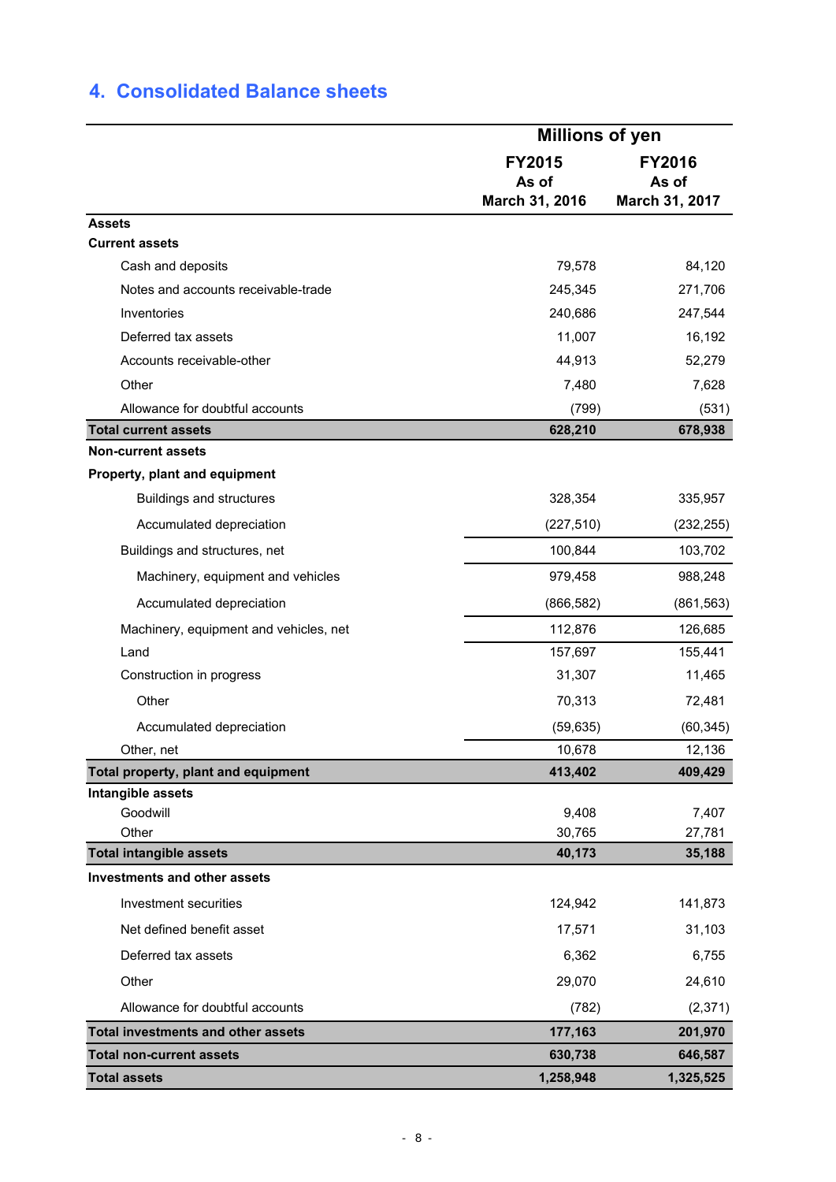## 4. Consolidated Balance sheets

| | Millions of yen | |
|---|---|---|
| | FY2015<br>As of<br>March 31, 2016 | FY2016<br>As of<br>March 31, 2017 |
| **Assets** | | |
| **Current assets** | | |
| Cash and deposits | 79,578 | 84,120 |
| Notes and accounts receivable-trade | 245,345 | 271,706 |
| Inventories | 240,686 | 247,544 |
| Deferred tax assets | 11,007 | 16,192 |
| Accounts receivable-other | 44,913 | 52,279 |
| Other | 7,480 | 7,628 |
| Allowance for doubtful accounts | (799) | (531) |
| **Total current assets** | **628,210** | **678,938** |
| **Non-current assets** | | |
| **Property, plant and equipment** | | |
| Buildings and structures | 328,354 | 335,957 |
| Accumulated depreciation | (227,510) | (232,255) |
| Buildings and structures, net | 100,844 | 103,702 |
| Machinery, equipment and vehicles | 979,458 | 988,248 |
| Accumulated depreciation | (866,582) | (861,563) |
| Machinery, equipment and vehicles, net | 112,876 | 126,685 |
| Land | 157,697 | 155,441 |
| Construction in progress | 31,307 | 11,465 |
| Other | 70,313 | 72,481 |
| Accumulated depreciation | (59,635) | (60,345) |
| Other, net | 10,678 | 12,136 |
| **Total property, plant and equipment** | **413,402** | **409,429** |
| **Intangible assets** | | |
| Goodwill | 9,408 | 7,407 |
| Other | 30,765 | 27,781 |
| **Total intangible assets** | **40,173** | **35,188** |
| **Investments and other assets** | | |
| Investment securities | 124,942 | 141,873 |
| Net defined benefit asset | 17,571 | 31,103 |
| Deferred tax assets | 6,362 | 6,755 |
| Other | 29,070 | 24,610 |
| Allowance for doubtful accounts | (782) | (2,371) |
| **Total investments and other assets** | **177,163** | **201,970** |
| **Total non-current assets** | **630,738** | **646,587** |
| **Total assets** | **1,258,948** | **1,325,525** |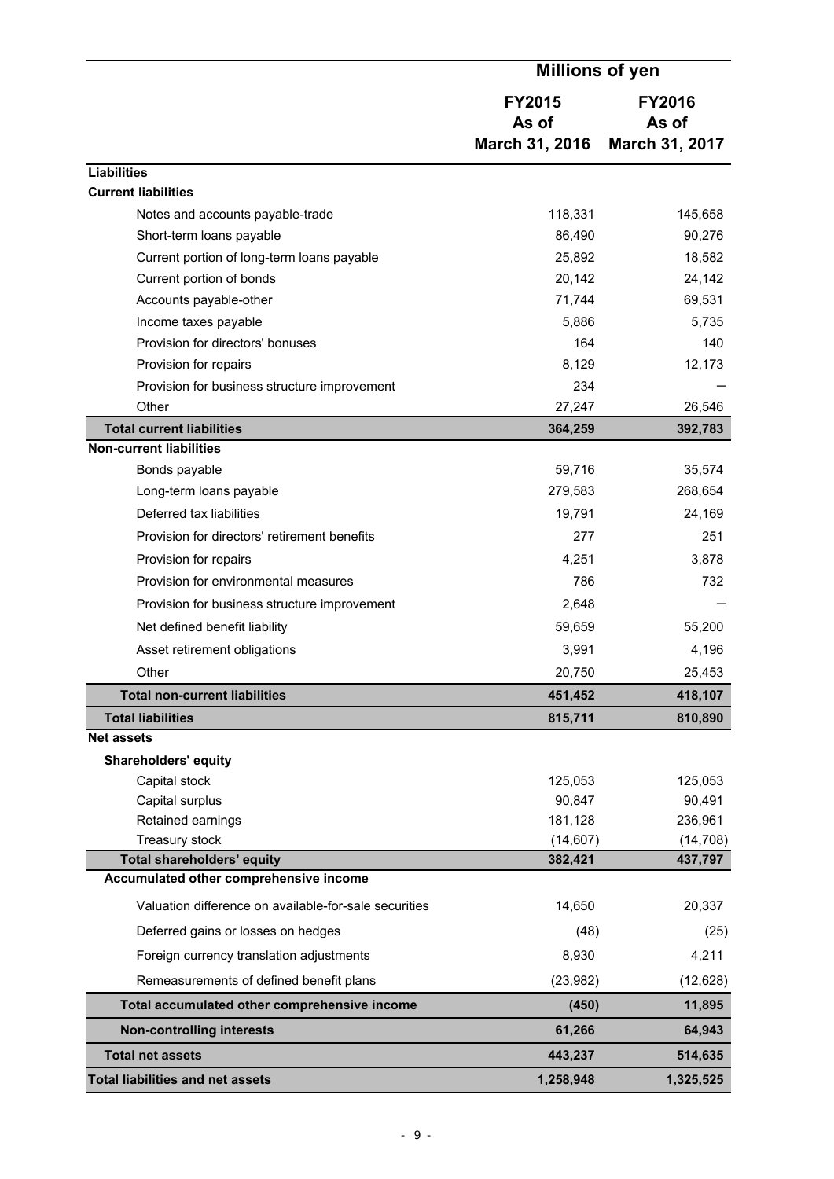| | Millions of yen | |
|---|---|---|
| | FY2015 As of March 31, 2016 | FY2016 As of March 31, 2017 |
| **Liabilities** | | |
| **Current liabilities** | | |
| Notes and accounts payable-trade | 118,331 | 145,658 |
| Short-term loans payable | 86,490 | 90,276 |
| Current portion of long-term loans payable | 25,892 | 18,582 |
| Current portion of bonds | 20,142 | 24,142 |
| Accounts payable-other | 71,744 | 69,531 |
| Income taxes payable | 5,886 | 5,735 |
| Provision for directors' bonuses | 164 | 140 |
| Provision for repairs | 8,129 | 12,173 |
| Provision for business structure improvement | 234 | — |
| Other | 27,247 | 26,546 |
| **Total current liabilities** | **364,259** | **392,783** |
| **Non-current liabilities** | | |
| Bonds payable | 59,716 | 35,574 |
| Long-term loans payable | 279,583 | 268,654 |
| Deferred tax liabilities | 19,791 | 24,169 |
| Provision for directors' retirement benefits | 277 | 251 |
| Provision for repairs | 4,251 | 3,878 |
| Provision for environmental measures | 786 | 732 |
| Provision for business structure improvement | 2,648 | — |
| Net defined benefit liability | 59,659 | 55,200 |
| Asset retirement obligations | 3,991 | 4,196 |
| Other | 20,750 | 25,453 |
| **Total non-current liabilities** | **451,452** | **418,107** |
| **Total liabilities** | **815,711** | **810,890** |
| **Net assets** | | |
| **Shareholders' equity** | | |
| Capital stock | 125,053 | 125,053 |
| Capital surplus | 90,847 | 90,491 |
| Retained earnings | 181,128 | 236,961 |
| Treasury stock | (14,607) | (14,708) |
| **Total shareholders' equity** | **382,421** | **437,797** |
| **Accumulated other comprehensive income** | | |
| Valuation difference on available-for-sale securities | 14,650 | 20,337 |
| Deferred gains or losses on hedges | (48) | (25) |
| Foreign currency translation adjustments | 8,930 | 4,211 |
| Remeasurements of defined benefit plans | (23,982) | (12,628) |
| **Total accumulated other comprehensive income** | **(450)** | **11,895** |
| **Non-controlling interests** | **61,266** | **64,943** |
| **Total net assets** | **443,237** | **514,635** |
| **Total liabilities and net assets** | **1,258,948** | **1,325,525** |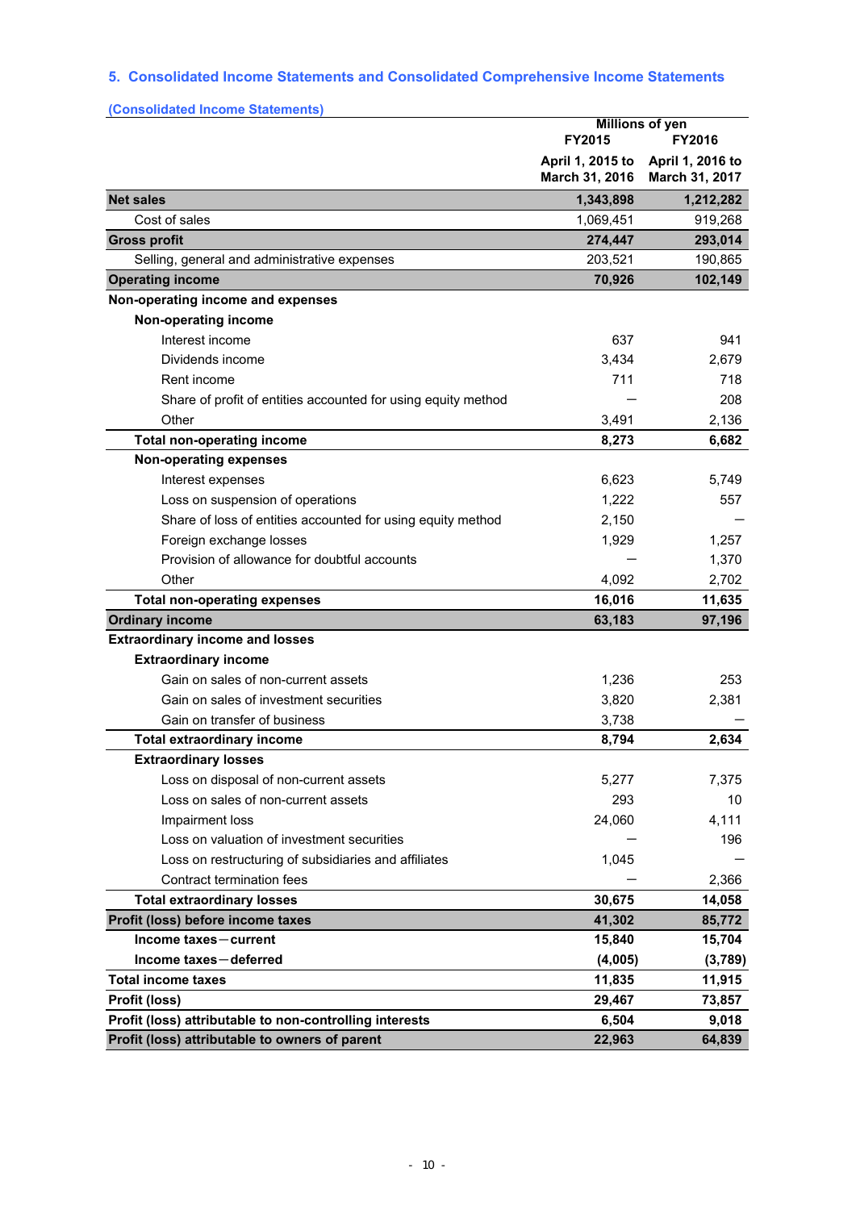## 5. Consolidated Income Statements and Consolidated Comprehensive Income Statements

### (Consolidated Income Statements)

| | Millions of yen | |
|---|---|---|
| | FY2015 | FY2016 |
| | April 1, 2015 to March 31, 2016 | April 1, 2016 to March 31, 2017 |
| **Net sales** | **1,343,898** | **1,212,282** |
| Cost of sales | 1,069,451 | 919,268 |
| **Gross profit** | **274,447** | **293,014** |
| Selling, general and administrative expenses | 203,521 | 190,865 |
| **Operating income** | **70,926** | **102,149** |
| **Non-operating income and expenses** | | |
| **Non-operating income** | | |
| Interest income | 637 | 941 |
| Dividends income | 3,434 | 2,679 |
| Rent income | 711 | 718 |
| Share of profit of entities accounted for using equity method | — | 208 |
| Other | 3,491 | 2,136 |
| **Total non-operating income** | **8,273** | **6,682** |
| **Non-operating expenses** | | |
| Interest expenses | 6,623 | 5,749 |
| Loss on suspension of operations | 1,222 | 557 |
| Share of loss of entities accounted for using equity method | 2,150 | — |
| Foreign exchange losses | 1,929 | 1,257 |
| Provision of allowance for doubtful accounts | — | 1,370 |
| Other | 4,092 | 2,702 |
| **Total non-operating expenses** | **16,016** | **11,635** |
| **Ordinary income** | **63,183** | **97,196** |
| **Extraordinary income and losses** | | |
| **Extraordinary income** | | |
| Gain on sales of non-current assets | 1,236 | 253 |
| Gain on sales of investment securities | 3,820 | 2,381 |
| Gain on transfer of business | 3,738 | — |
| **Total extraordinary income** | **8,794** | **2,634** |
| **Extraordinary losses** | | |
| Loss on disposal of non-current assets | 5,277 | 7,375 |
| Loss on sales of non-current assets | 293 | 10 |
| Impairment loss | 24,060 | 4,111 |
| Loss on valuation of investment securities | — | 196 |
| Loss on restructuring of subsidiaries and affiliates | 1,045 | — |
| Contract termination fees | — | 2,366 |
| **Total extraordinary losses** | **30,675** | **14,058** |
| **Profit (loss) before income taxes** | **41,302** | **85,772** |
| **Income taxes－current** | **15,840** | **15,704** |
| **Income taxes－deferred** | **(4,005)** | **(3,789)** |
| **Total income taxes** | **11,835** | **11,915** |
| **Profit (loss)** | **29,467** | **73,857** |
| **Profit (loss) attributable to non-controlling interests** | **6,504** | **9,018** |
| **Profit (loss) attributable to owners of parent** | **22,963** | **64,839** |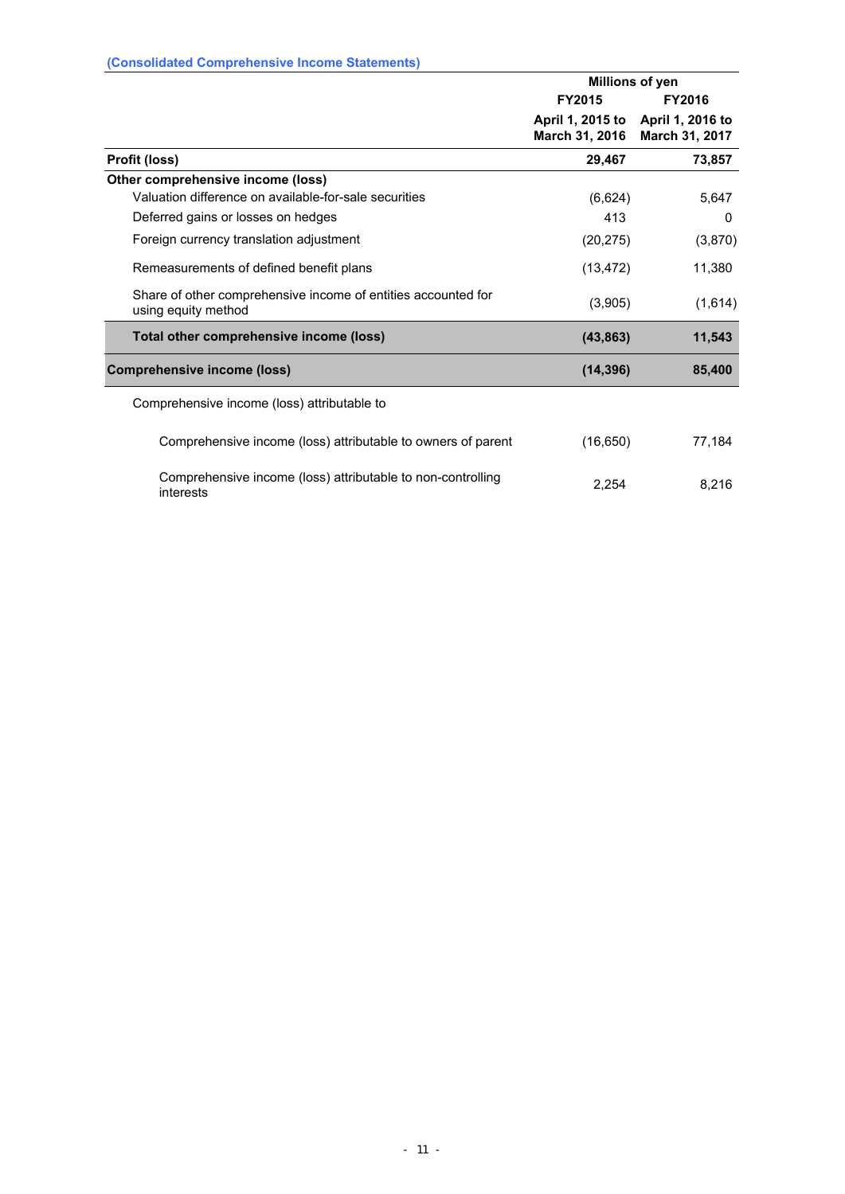**(Consolidated Comprehensive Income Statements)**

| | Millions of yen | |
|---|---|---|
| | FY2015 | FY2016 |
| | April 1, 2015 to March 31, 2016 | April 1, 2016 to March 31, 2017 |
| **Profit (loss)** | **29,467** | **73,857** |
| **Other comprehensive income (loss)** | | |
| Valuation difference on available-for-sale securities | (6,624) | 5,647 |
| Deferred gains or losses on hedges | 413 | 0 |
| Foreign currency translation adjustment | (20,275) | (3,870) |
| Remeasurements of defined benefit plans | (13,472) | 11,380 |
| Share of other comprehensive income of entities accounted for using equity method | (3,905) | (1,614) |
| **Total other comprehensive income (loss)** | **(43,863)** | **11,543** |
| **Comprehensive income (loss)** | **(14,396)** | **85,400** |
| Comprehensive income (loss) attributable to | | |
| Comprehensive income (loss) attributable to owners of parent | (16,650) | 77,184 |
| Comprehensive income (loss) attributable to non-controlling interests | 2,254 | 8,216 |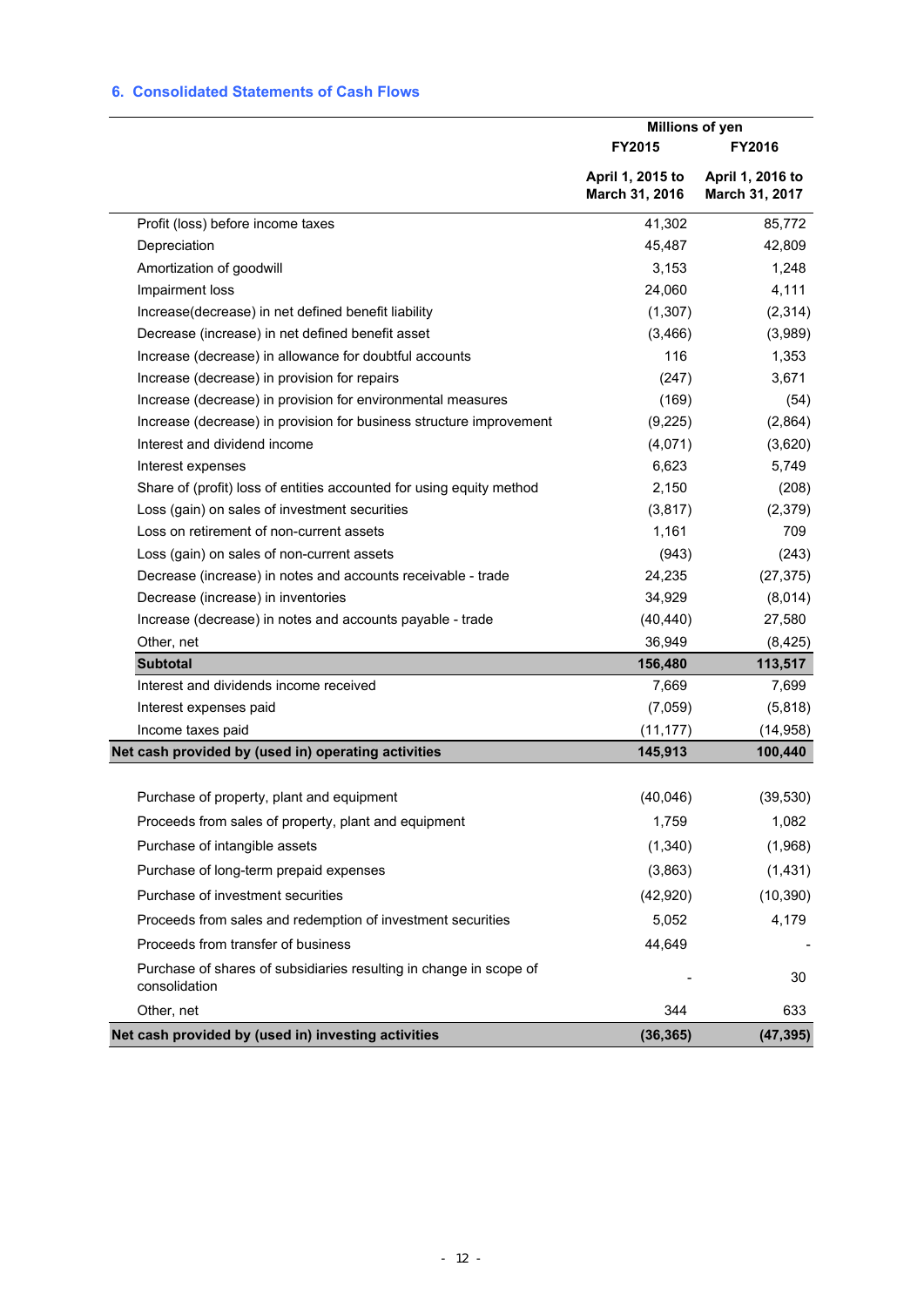## 6. Consolidated Statements of Cash Flows

| | Millions of yen | |
|---|---|---|
| | FY2015 | FY2016 |
| | April 1, 2015 to March 31, 2016 | April 1, 2016 to March 31, 2017 |
| Profit (loss) before income taxes | 41,302 | 85,772 |
| Depreciation | 45,487 | 42,809 |
| Amortization of goodwill | 3,153 | 1,248 |
| Impairment loss | 24,060 | 4,111 |
| Increase(decrease) in net defined benefit liability | (1,307) | (2,314) |
| Decrease (increase) in net defined benefit asset | (3,466) | (3,989) |
| Increase (decrease) in allowance for doubtful accounts | 116 | 1,353 |
| Increase (decrease) in provision for repairs | (247) | 3,671 |
| Increase (decrease) in provision for environmental measures | (169) | (54) |
| Increase (decrease) in provision for business structure improvement | (9,225) | (2,864) |
| Interest and dividend income | (4,071) | (3,620) |
| Interest expenses | 6,623 | 5,749 |
| Share of (profit) loss of entities accounted for using equity method | 2,150 | (208) |
| Loss (gain) on sales of investment securities | (3,817) | (2,379) |
| Loss on retirement of non-current assets | 1,161 | 709 |
| Loss (gain) on sales of non-current assets | (943) | (243) |
| Decrease (increase) in notes and accounts receivable - trade | 24,235 | (27,375) |
| Decrease (increase) in inventories | 34,929 | (8,014) |
| Increase (decrease) in notes and accounts payable - trade | (40,440) | 27,580 |
| Other, net | 36,949 | (8,425) |
| **Subtotal** | **156,480** | **113,517** |
| Interest and dividends income received | 7,669 | 7,699 |
| Interest expenses paid | (7,059) | (5,818) |
| Income taxes paid | (11,177) | (14,958) |
| **Net cash provided by (used in) operating activities** | **145,913** | **100,440** |
| | | |
| Purchase of property, plant and equipment | (40,046) | (39,530) |
| Proceeds from sales of property, plant and equipment | 1,759 | 1,082 |
| Purchase of intangible assets | (1,340) | (1,968) |
| Purchase of long-term prepaid expenses | (3,863) | (1,431) |
| Purchase of investment securities | (42,920) | (10,390) |
| Proceeds from sales and redemption of investment securities | 5,052 | 4,179 |
| Proceeds from transfer of business | 44,649 | - |
| Purchase of shares of subsidiaries resulting in change in scope of consolidation | - | 30 |
| Other, net | 344 | 633 |
| **Net cash provided by (used in) investing activities** | **(36,365)** | **(47,395)** |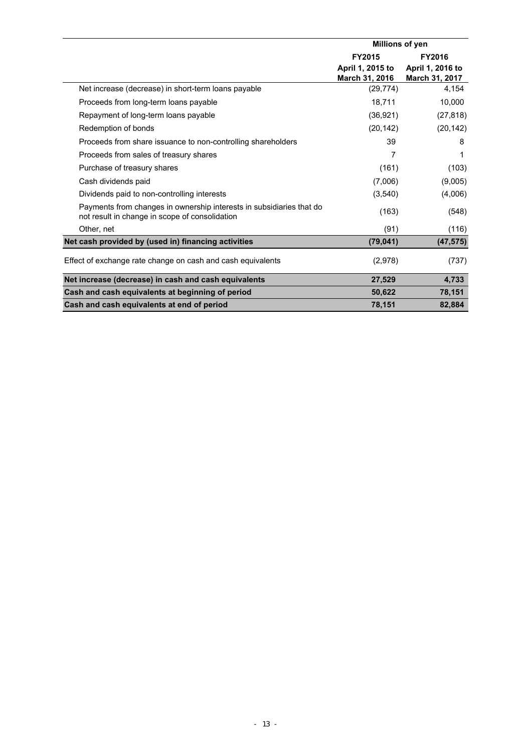| | Millions of yen | |
|---|---|---|
| | FY2015<br>April 1, 2015 to<br>March 31, 2016 | FY2016<br>April 1, 2016 to<br>March 31, 2017 |
| Net increase (decrease) in short-term loans payable | (29,774) | 4,154 |
| Proceeds from long-term loans payable | 18,711 | 10,000 |
| Repayment of long-term loans payable | (36,921) | (27,818) |
| Redemption of bonds | (20,142) | (20,142) |
| Proceeds from share issuance to non-controlling shareholders | 39 | 8 |
| Proceeds from sales of treasury shares | 7 | 1 |
| Purchase of treasury shares | (161) | (103) |
| Cash dividends paid | (7,006) | (9,005) |
| Dividends paid to non-controlling interests | (3,540) | (4,006) |
| Payments from changes in ownership interests in subsidiaries that do not result in change in scope of consolidation | (163) | (548) |
| Other, net | (91) | (116) |
| **Net cash provided by (used in) financing activities** | **(79,041)** | **(47,575)** |
| Effect of exchange rate change on cash and cash equivalents | (2,978) | (737) |
| **Net increase (decrease) in cash and cash equivalents** | **27,529** | **4,733** |
| **Cash and cash equivalents at beginning of period** | **50,622** | **78,151** |
| **Cash and cash equivalents at end of period** | **78,151** | **82,884** |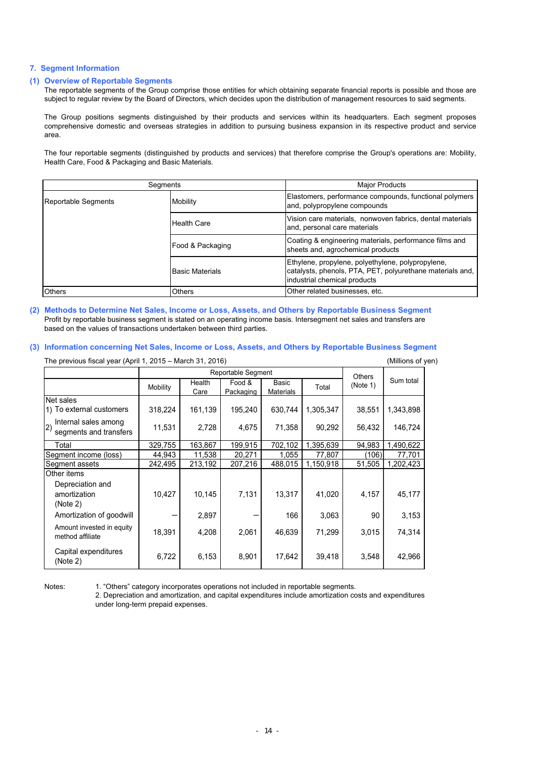## 7. Segment Information

### (1) Overview of Reportable Segments

The reportable segments of the Group comprise those entities for which obtaining separate financial reports is possible and those are subject to regular review by the Board of Directors, which decides upon the distribution of management resources to said segments.

The Group positions segments distinguished by their products and services within its headquarters. Each segment proposes comprehensive domestic and overseas strategies in addition to pursuing business expansion in its respective product and service area.

The four reportable segments (distinguished by products and services) that therefore comprise the Group's operations are: Mobility, Health Care, Food & Packaging and Basic Materials.

| Segments | | Major Products |
|---|---|---|
| Reportable Segments | Mobility | Elastomers, performance compounds, functional polymers and, polypropylene compounds |
| | Health Care | Vision care materials, nonwoven fabrics, dental materials and, personal care materials |
| | Food & Packaging | Coating & engineering materials, performance films and sheets and, agrochemical products |
| | Basic Materials | Ethylene, propylene, polyethylene, polypropylene, catalysts, phenols, PTA, PET, polyurethane materials and, industrial chemical products |
| Others | Others | Other related businesses, etc. |

### (2) Methods to Determine Net Sales, Income or Loss, Assets, and Others by Reportable Business Segment

Profit by reportable business segment is stated on an operating income basis. Intersegment net sales and transfers are based on the values of transactions undertaken between third parties.

### (3) Information concerning Net Sales, Income or Loss, Assets, and Others by Reportable Business Segment

The previous fiscal year (April 1, 2015 – March 31, 2016) (Millions of yen)

| | Reportable Segment | | | | | Others (Note 1) | Sum total |
|---|---|---|---|---|---|---|---|
| | Mobility | Health Care | Food & Packaging | Basic Materials | Total | | |
| Net sales | | | | | | | |
| 1) To external customers | 318,224 | 161,139 | 195,240 | 630,744 | 1,305,347 | 38,551 | 1,343,898 |
| 2) Internal sales among segments and transfers | 11,531 | 2,728 | 4,675 | 71,358 | 90,292 | 56,432 | 146,724 |
| Total | 329,755 | 163,867 | 199,915 | 702,102 | 1,395,639 | 94,983 | 1,490,622 |
| Segment income (loss) | 44,943 | 11,538 | 20,271 | 1,055 | 77,807 | (106) | 77,701 |
| Segment assets | 242,495 | 213,192 | 207,216 | 488,015 | 1,150,918 | 51,505 | 1,202,423 |
| Other items | | | | | | | |
| Depreciation and amortization (Note 2) | 10,427 | 10,145 | 7,131 | 13,317 | 41,020 | 4,157 | 45,177 |
| Amortization of goodwill | ― | 2,897 | ― | 166 | 3,063 | 90 | 3,153 |
| Amount invested in equity method affiliate | 18,391 | 4,208 | 2,061 | 46,639 | 71,299 | 3,015 | 74,314 |
| Capital expenditures (Note 2) | 6,722 | 6,153 | 8,901 | 17,642 | 39,418 | 3,548 | 42,966 |

Notes:
1. “Others” category incorporates operations not included in reportable segments.
2. Depreciation and amortization, and capital expenditures include amortization costs and expenditures under long-term prepaid expenses.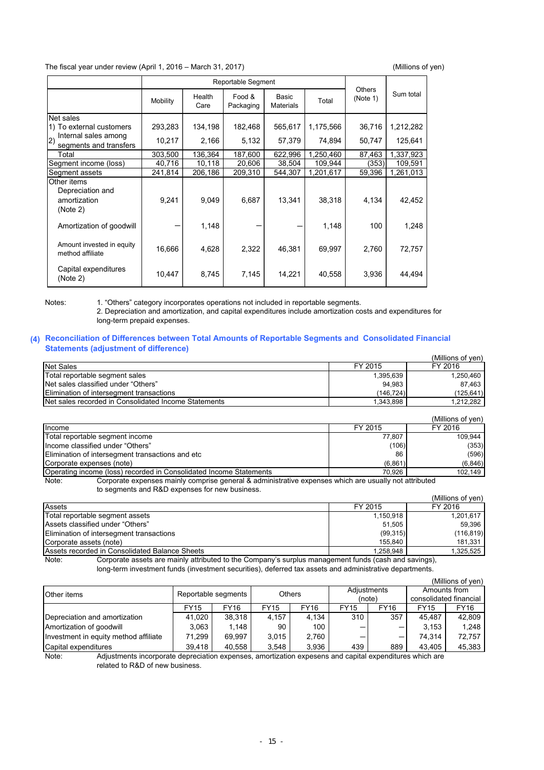The fiscal year under review (April 1, 2016 – March 31, 2017)

(Millions of yen)

| | Reportable Segment | | | | | Others (Note 1) | Sum total |
|---|---|---|---|---|---|---|---|
| | Mobility | Health Care | Food & Packaging | Basic Materials | Total | | |
| Net sales | | | | | | | |
| 1) To external customers | 293,283 | 134,198 | 182,468 | 565,617 | 1,175,566 | 36,716 | 1,212,282 |
| 2) Internal sales among segments and transfers | 10,217 | 2,166 | 5,132 | 57,379 | 74,894 | 50,747 | 125,641 |
| Total | 303,500 | 136,364 | 187,600 | 622,996 | 1,250,460 | 87,463 | 1,337,923 |
| Segment income (loss) | 40,716 | 10,118 | 20,606 | 38,504 | 109,944 | (353) | 109,591 |
| Segment assets | 241,814 | 206,186 | 209,310 | 544,307 | 1,201,617 | 59,396 | 1,261,013 |
| Other items | | | | | | | |
| Depreciation and amortization (Note 2) | 9,241 | 9,049 | 6,687 | 13,341 | 38,318 | 4,134 | 42,452 |
| Amortization of goodwill | — | 1,148 | — | — | 1,148 | 100 | 1,248 |
| Amount invested in equity method affiliate | 16,666 | 4,628 | 2,322 | 46,381 | 69,997 | 2,760 | 72,757 |
| Capital expenditures (Note 2) | 10,447 | 8,745 | 7,145 | 14,221 | 40,558 | 3,936 | 44,494 |

Notes:
1. "Others" category incorporates operations not included in reportable segments.
2. Depreciation and amortization, and capital expenditures include amortization costs and expenditures for long-term prepaid expenses.

## (4) Reconciliation of Differences between Total Amounts of Reportable Segments and Consolidated Financial Statements (adjustment of difference)

(Millions of yen)

| Net Sales | FY 2015 | FY 2016 |
|---|---|---|
| Total reportable segment sales | 1,395,639 | 1,250,460 |
| Net sales classified under "Others" | 94,983 | 87,463 |
| Elimination of intersegment transactions | (146,724) | (125,641) |
| Net sales recorded in Consolidated Income Statements | 1,343,898 | 1,212,282 |

(Millions of yen)

| Income | FY 2015 | FY 2016 |
|---|---|---|
| Total reportable segment income | 77,807 | 109,944 |
| Income classified under "Others" | (106) | (353) |
| Elimination of intersegment transactions and etc | 86 | (596) |
| Corporate expenses (note) | (6,861) | (6,846) |
| Operating income (loss) recorded in Consolidated Income Statements | 70,926 | 102,149 |

Note: Corporate expenses mainly comprise general & administrative expenses which are usually not attributed to segments and R&D expenses for new business.

(Millions of yen)

| Assets | FY 2015 | FY 2016 |
|---|---|---|
| Total reportable segment assets | 1,150,918 | 1,201,617 |
| Assets classified under "Others" | 51,505 | 59,396 |
| Elimination of intersegment transactions | (99,315) | (116,819) |
| Corporate assets (note) | 155,840 | 181,331 |
| Assets recorded in Consolidated Balance Sheets | 1,258,948 | 1,325,525 |

Note: Corporate assets are mainly attributed to the Company's surplus management funds (cash and savings), long-term investment funds (investment securities), deferred tax assets and administrative departments.

(Millions of yen)

| Other items | Reportable segments | | Others | | Adjustments (note) | | Amounts from consolidated financial | |
|---|---|---|---|---|---|---|---|---|
| | FY15 | FY16 | FY15 | FY16 | FY15 | FY16 | FY15 | FY16 |
| Depreciation and amortization | 41,020 | 38,318 | 4,157 | 4,134 | 310 | 357 | 45,487 | 42,809 |
| Amortization of goodwill | 3,063 | 1,148 | 90 | 100 | — | — | 3,153 | 1,248 |
| Investment in equity method affiliate | 71,299 | 69,997 | 3,015 | 2,760 | — | — | 74,314 | 72,757 |
| Capital expenditures | 39,418 | 40,558 | 3,548 | 3,936 | 439 | 889 | 43,405 | 45,383 |

Note: Adjustments incorporate depreciation expenses, amortization expesens and capital expenditures which are related to R&D of new business.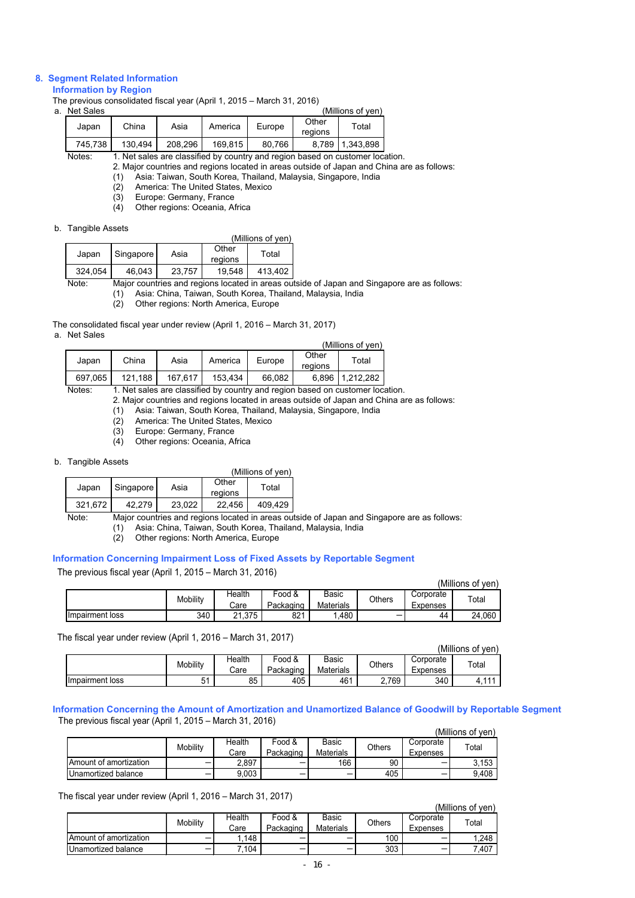## 8. Segment Related Information

### Information by Region

The previous consolidated fiscal year (April 1, 2015 – March 31, 2016)

a. Net Sales

(Millions of yen)

| Japan | China | Asia | America | Europe | Other regions | Total |
|---|---|---|---|---|---|---|
| 745,738 | 130,494 | 208,296 | 169,815 | 80,766 | 8,789 | 1,343,898 |

Notes:
1. Net sales are classified by country and region based on customer location.
2. Major countries and regions located in areas outside of Japan and China are as follows:
 (1) Asia: Taiwan, South Korea, Thailand, Malaysia, Singapore, India
 (2) America: The United States, Mexico
 (3) Europe: Germany, France
 (4) Other regions: Oceania, Africa

b. Tangible Assets

(Millions of yen)

| Japan | Singapore | Asia | Other regions | Total |
|---|---|---|---|---|
| 324,054 | 46,043 | 23,757 | 19,548 | 413,402 |

Note: Major countries and regions located in areas outside of Japan and Singapore are as follows:
 (1) Asia: China, Taiwan, South Korea, Thailand, Malaysia, India
 (2) Other regions: North America, Europe

The consolidated fiscal year under review (April 1, 2016 – March 31, 2017)

a. Net Sales

(Millions of yen)

| Japan | China | Asia | America | Europe | Other regions | Total |
|---|---|---|---|---|---|---|
| 697,065 | 121,188 | 167,617 | 153,434 | 66,082 | 6,896 | 1,212,282 |

Notes:
1. Net sales are classified by country and region based on customer location.
2. Major countries and regions located in areas outside of Japan and China are as follows:
 (1) Asia: Taiwan, South Korea, Thailand, Malaysia, Singapore, India
 (2) America: The United States, Mexico
 (3) Europe: Germany, France
 (4) Other regions: Oceania, Africa

b. Tangible Assets

(Millions of yen)

| Japan | Singapore | Asia | Other regions | Total |
|---|---|---|---|---|
| 321,672 | 42,279 | 23,022 | 22,456 | 409,429 |

Note: Major countries and regions located in areas outside of Japan and Singapore are as follows:
 (1) Asia: China, Taiwan, South Korea, Thailand, Malaysia, India
 (2) Other regions: North America, Europe

### Information Concerning Impairment Loss of Fixed Assets by Reportable Segment

The previous fiscal year (April 1, 2015 – March 31, 2016)

(Millions of yen)

| | Mobility | Health Care | Food & Packaging | Basic Materials | Others | Corporate Expenses | Total |
|---|---|---|---|---|---|---|---|
| Impairment loss | 340 | 21,375 | 821 | 1,480 | – | 44 | 24,060 |

The fiscal year under review (April 1, 2016 – March 31, 2017)

(Millions of yen)

| | Mobility | Health Care | Food & Packaging | Basic Materials | Others | Corporate Expenses | Total |
|---|---|---|---|---|---|---|---|
| Impairment loss | 51 | 85 | 405 | 461 | 2,769 | 340 | 4,111 |

### Information Concerning the Amount of Amortization and Unamortized Balance of Goodwill by Reportable Segment

The previous fiscal year (April 1, 2015 – March 31, 2016)

(Millions of yen)

| | Mobility | Health Care | Food & Packaging | Basic Materials | Others | Corporate Expenses | Total |
|---|---|---|---|---|---|---|---|
| Amount of amortization | – | 2,897 | – | 166 | 90 | – | 3,153 |
| Unamortized balance | – | 9,003 | – | – | 405 | – | 9,408 |

The fiscal year under review (April 1, 2016 – March 31, 2017)

(Millions of yen)

| | Mobility | Health Care | Food & Packaging | Basic Materials | Others | Corporate Expenses | Total |
|---|---|---|---|---|---|---|---|
| Amount of amortization | – | 1,148 | – | – | 100 | – | 1,248 |
| Unamortized balance | – | 7,104 | – | – | 303 | – | 7,407 |